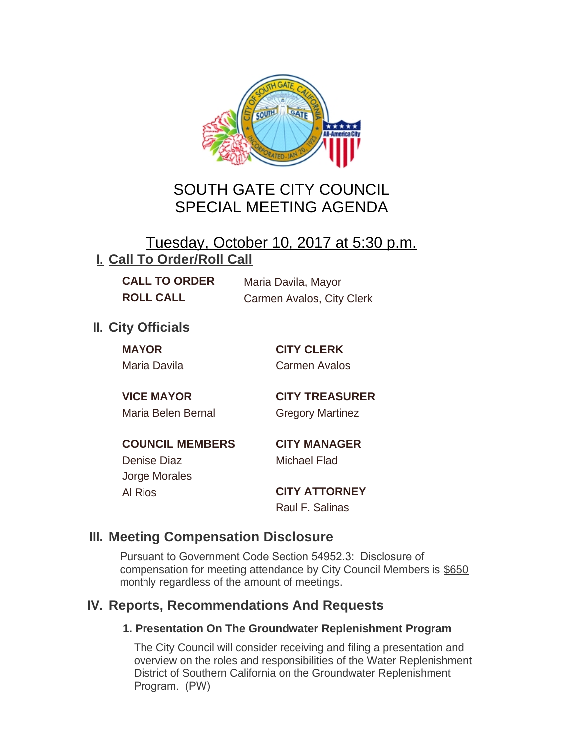# SOUTH GATE CITY COUNCIL
# SPECIAL MEETING AGENDA

## Tuesday, October 10, 2017 at 5:30 p.m.

## I. Call To Order/Roll Call

**CALL TO ORDER** Maria Davila, Mayor

**ROLL CALL** Carmen Avalos, City Clerk

## II. City Officials

**MAYOR**
Maria Davila

**VICE MAYOR**
Maria Belen Bernal

**COUNCIL MEMBERS**
Denise Diaz
Jorge Morales
Al Rios

**CITY CLERK**
Carmen Avalos

**CITY TREASURER**
Gregory Martinez

**CITY MANAGER**
Michael Flad

**CITY ATTORNEY**
Raul F. Salinas

## III. Meeting Compensation Disclosure

Pursuant to Government Code Section 54952.3: Disclosure of compensation for meeting attendance by City Council Members is $650 monthly regardless of the amount of meetings.

## IV. Reports, Recommendations And Requests

### 1. Presentation On The Groundwater Replenishment Program

The City Council will consider receiving and filing a presentation and overview on the roles and responsibilities of the Water Replenishment District of Southern California on the Groundwater Replenishment Program. (PW)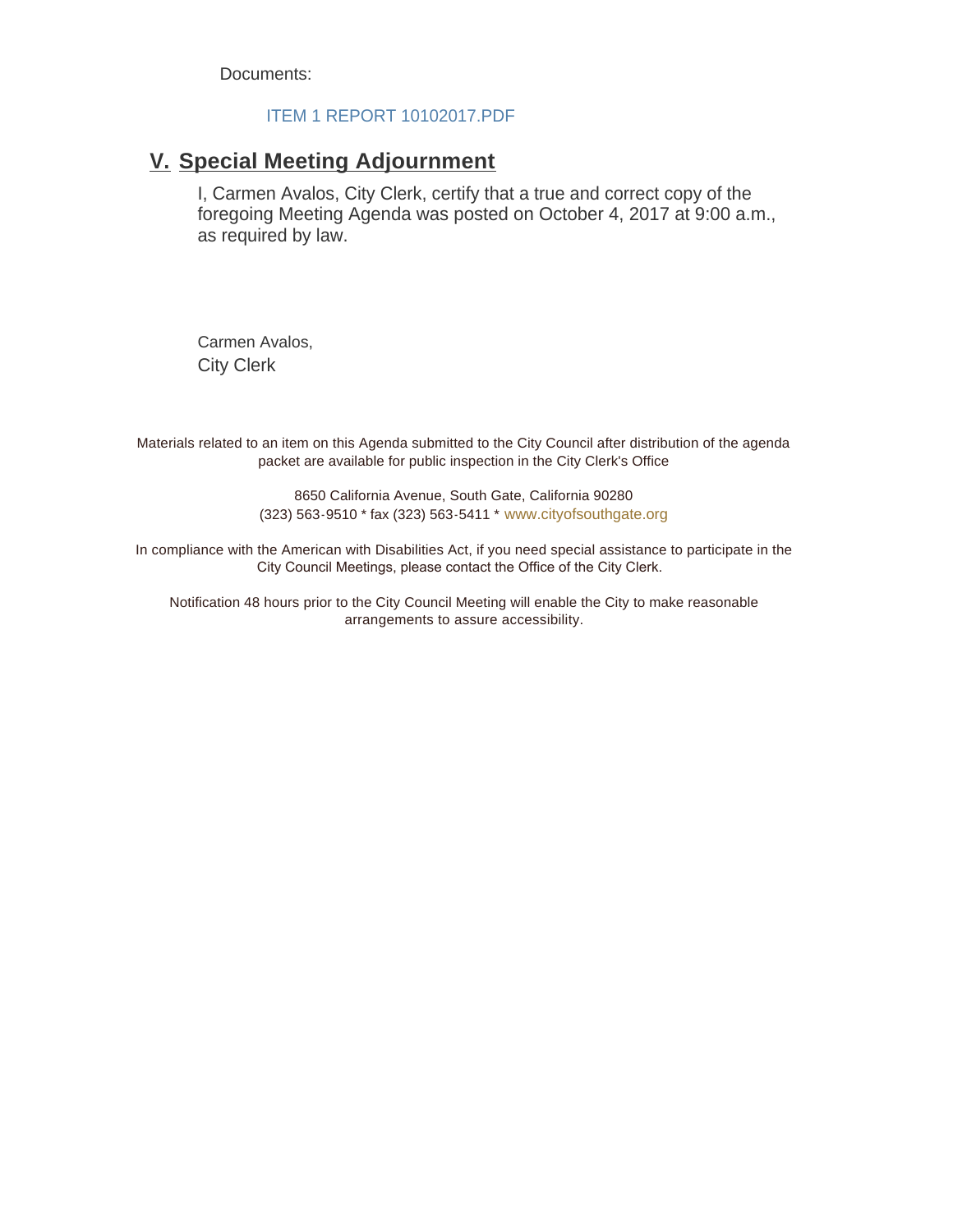Documents:

ITEM 1 REPORT 10102017.PDF

## V. Special Meeting Adjournment

I, Carmen Avalos, City Clerk, certify that a true and correct copy of the foregoing Meeting Agenda was posted on October 4, 2017 at 9:00 a.m., as required by law.

Carmen Avalos,
City Clerk

Materials related to an item on this Agenda submitted to the City Council after distribution of the agenda packet are available for public inspection in the City Clerk's Office

8650 California Avenue, South Gate, California 90280
(323) 563-9510 * fax (323) 563-5411 * www.cityofsouthgate.org

In compliance with the American with Disabilities Act, if you need special assistance to participate in the City Council Meetings, please contact the Office of the City Clerk.

Notification 48 hours prior to the City Council Meeting will enable the City to make reasonable arrangements to assure accessibility.